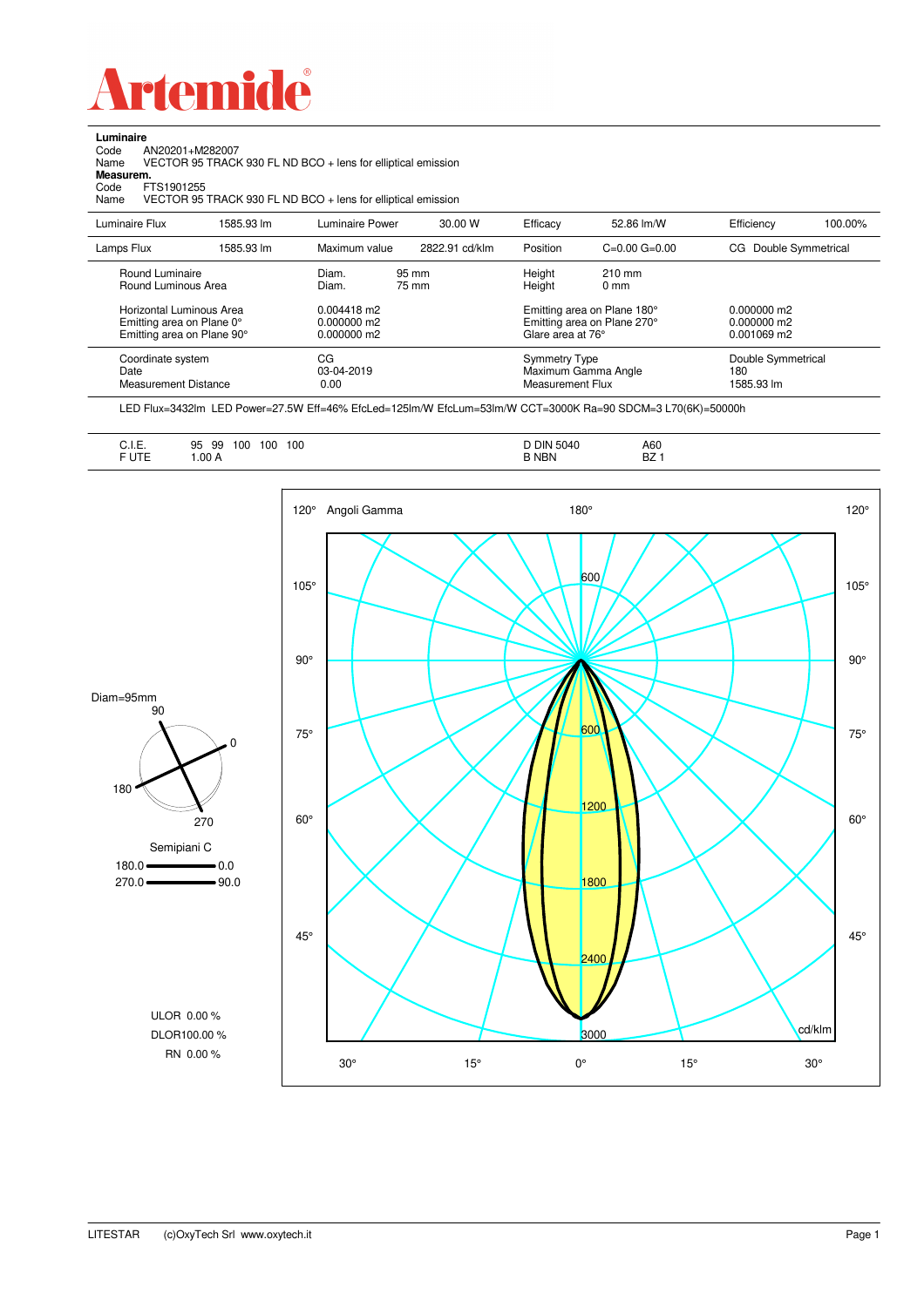# Artemide

**Luminaire**

Code AN20201+M282007

Name VECTOR 95 TRACK 930 FL ND BCO + lens for elliptical emission

**Measurem.**

Code FTS1901255

Name VECTOR 95 TRACK 930 FL ND BCO + lens for elliptical emission

| Luminaire Flux | 1585.93 lm | Luminaire Power | 30.00 W | Efficacy | 52.86 lm/W | Efficiency | 100.00% |
|---|---|---|---|---|---|---|---|
| Lamps Flux | 1585.93 lm | Maximum value | 2822.91 cd/klm | Position | C=0.00 G=0.00 | CG Double Symmetrical | |

| | | | |
|---|---|---|---|
| Round Luminaire | Diam. 95 mm | Height 210 mm | |
| Round Luminous Area | Diam. 75 mm | Height 0 mm | |
| Horizontal Luminous Area | 0.004418 m2 | Emitting area on Plane 180° | 0.000000 m2 |
| Emitting area on Plane 0° | 0.000000 m2 | Emitting area on Plane 270° | 0.000000 m2 |
| Emitting area on Plane 90° | 0.000000 m2 | Glare area at 76° | 0.001069 m2 |
| Coordinate system | CG | Symmetry Type | Double Symmetrical |
| Date | 03-04-2019 | Maximum Gamma Angle | 180 |
| Measurement Distance | 0.00 | Measurement Flux | 1585.93 lm |

LED Flux=3432lm LED Power=27.5W Eff=46% EfcLed=125lm/W EfcLum=53lm/W CCT=3000K Ra=90 SDCM=3 L70(6K)=50000h

| | | | |
|---|---|---|---|
| C.I.E. | 95 99 100 100 100 | D DIN 5040 | A60 |
| F UTE | 1.00 A | B NBN | BZ 1 |

Diam=95mm

Semipiani C

180.0 — 0.0

270.0 — 90.0

ULOR 0.00 %

DLOR100.00 %

RN 0.00 %

Angoli Gamma — cd/klm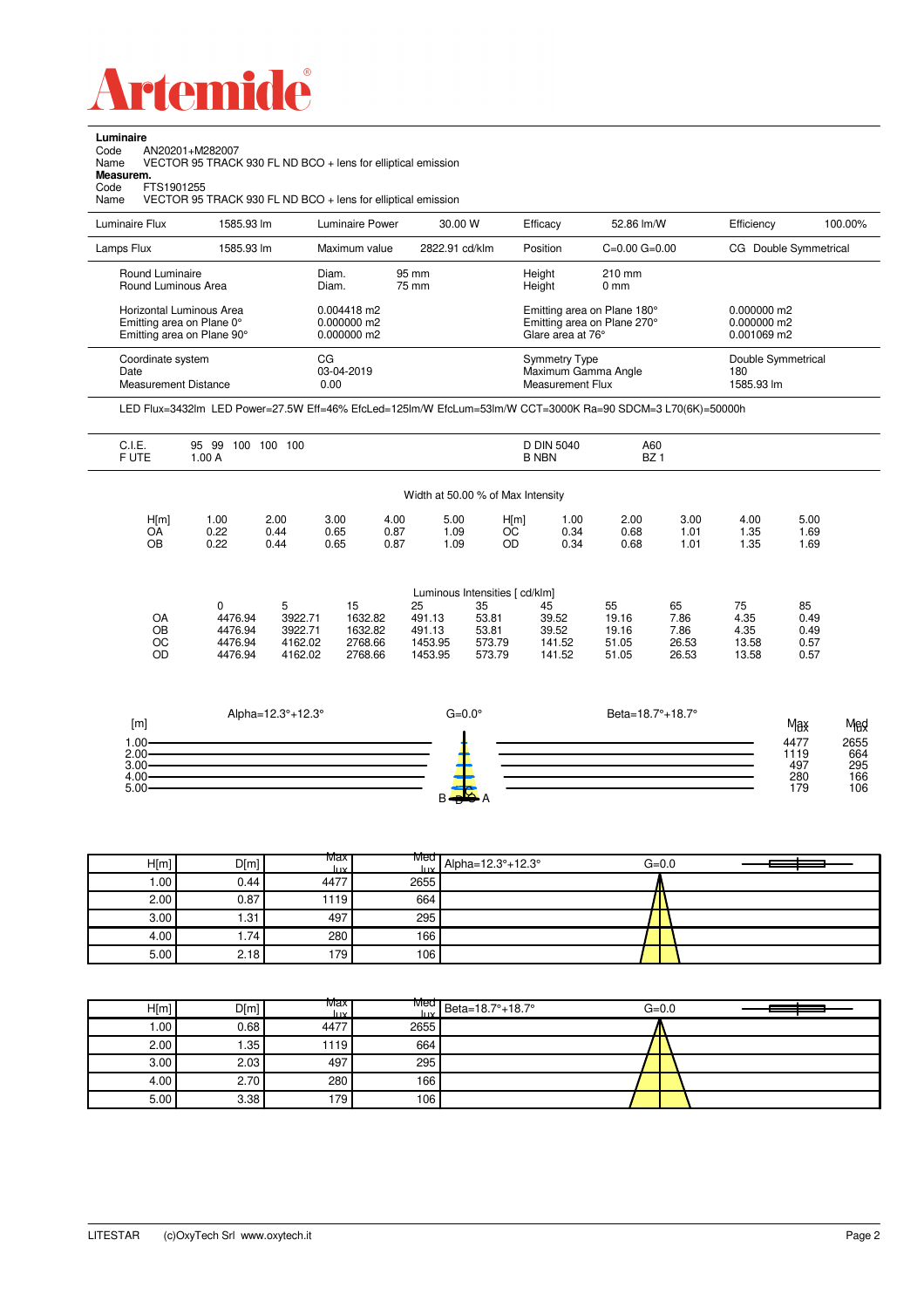# Artemide

**Luminaire**

Code AN20201+M282007

Name VECTOR 95 TRACK 930 FL ND BCO + lens for elliptical emission

**Measurem.**

Code FTS1901255

Name VECTOR 95 TRACK 930 FL ND BCO + lens for elliptical emission

| | | | | | | | |
|---|---|---|---|---|---|---|---|
| Luminaire Flux | 1585.93 lm | Luminaire Power | 30.00 W | Efficacy | 52.86 lm/W | Efficiency | 100.00% |
| Lamps Flux | 1585.93 lm | Maximum value | 2822.91 cd/klm | Position | C=0.00 G=0.00 | CG | Double Symmetrical |

| | | | | | |
|---|---|---|---|---|---|
| Round Luminaire | Diam. | 95 mm | Height | 210 mm | |
| Round Luminous Area | Diam. | 75 mm | Height | 0 mm | |
| Horizontal Luminous Area | 0.004418 m2 | | Emitting area on Plane 180° | | 0.000000 m2 |
| Emitting area on Plane 0° | 0.000000 m2 | | Emitting area on Plane 270° | | 0.000000 m2 |
| Emitting area on Plane 90° | 0.000000 m2 | | Glare area at 76° | | 0.001069 m2 |
| Coordinate system | CG | | Symmetry Type | | Double Symmetrical |
| Date | 03-04-2019 | | Maximum Gamma Angle | | 180 |
| Measurement Distance | 0.00 | | Measurement Flux | | 1585.93 lm |

LED Flux=3432lm LED Power=27.5W Eff=46% EfcLed=125lm/W EfcLum=53lm/W CCT=3000K Ra=90 SDCM=3 L70(6K)=50000h

| | | | |
|---|---|---|---|
| C.I.E. | 95 99 100 100 100 | D DIN 5040 | A60 |
| F UTE | 1.00 A | B NBN | BZ 1 |

Width at 50.00 % of Max Intensity

| H[m] | 1.00 | 2.00 | 3.00 | 4.00 | 5.00 | H[m] | 1.00 | 2.00 | 3.00 | 4.00 | 5.00 |
|---|---|---|---|---|---|---|---|---|---|---|---|
| OA | 0.22 | 0.44 | 0.65 | 0.87 | 1.09 | OC | 0.34 | 0.68 | 1.01 | 1.35 | 1.69 |
| OB | 0.22 | 0.44 | 0.65 | 0.87 | 1.09 | OD | 0.34 | 0.68 | 1.01 | 1.35 | 1.69 |

Luminous Intensities [ cd/klm]

| | 0 | 5 | 15 | 25 | 35 | 45 | 55 | 65 | 75 | 85 |
|---|---|---|---|---|---|---|---|---|---|---|
| OA | 4476.94 | 3922.71 | 1632.82 | 491.13 | 53.81 | 39.52 | 19.16 | 7.86 | 4.35 | 0.49 |
| OB | 4476.94 | 3922.71 | 1632.82 | 491.13 | 53.81 | 39.52 | 19.16 | 7.86 | 4.35 | 0.49 |
| OC | 4476.94 | 4162.02 | 2768.66 | 1453.95 | 573.79 | 141.52 | 51.05 | 26.53 | 13.58 | 0.57 |
| OD | 4476.94 | 4162.02 | 2768.66 | 1453.95 | 573.79 | 141.52 | 51.05 | 26.53 | 13.58 | 0.57 |

Alpha=12.3°+12.3°
G=0.0°
Beta=18.7°+18.7°
[m]
1.00
2.00
3.00
4.00
5.00
Max lux
4477
1119
497
280
179
Med lux
2655
664
295
166
106
B
A

| H[m] | D[m] | Max lux | Med lux | Alpha=12.3°+12.3° | G=0.0 |
|---|---|---|---|---|---|
| 1.00 | 0.44 | 4477 | 2655 | | |
| 2.00 | 0.87 | 1119 | 664 | | |
| 3.00 | 1.31 | 497 | 295 | | |
| 4.00 | 1.74 | 280 | 166 | | |
| 5.00 | 2.18 | 179 | 106 | | |

| H[m] | D[m] | Max lux | Med lux | Beta=18.7°+18.7° | G=0.0 |
|---|---|---|---|---|---|
| 1.00 | 0.68 | 4477 | 2655 | | |
| 2.00 | 1.35 | 1119 | 664 | | |
| 3.00 | 2.03 | 497 | 295 | | |
| 4.00 | 2.70 | 280 | 166 | | |
| 5.00 | 3.38 | 179 | 106 | | |

LITESTAR (c)OxyTech Srl www.oxytech.it